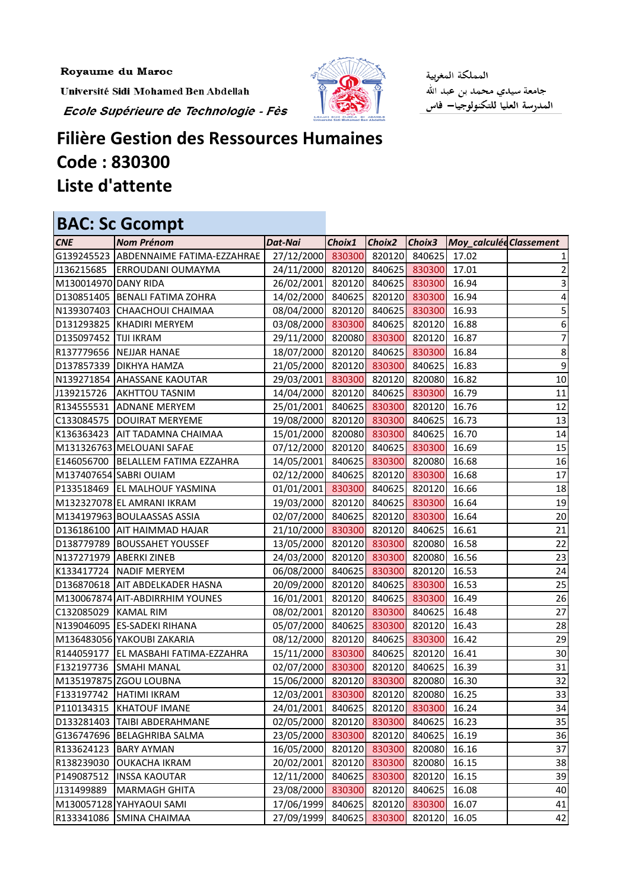Royaume du Maroc

Université Sidi Mohamed Ben Abdellah

*Ecole Supérieure de Technologie - Fès*

المملكة المغربية

جامعة سيدي محمد بن عبد الله

المدرسة العليا للتكنولوجيا– فاس

# Filière Gestion des Ressources Humaines
# Code : 830300
# Liste d'attente

## BAC: Sc Gcompt

| *CNE* | *Nom Prénom* | *Dat-Nai* | *Choix1* | *Choix2* | *Choix3* | *Moy_calculée* | *Classement* |
|---|---|---|---|---|---|---|---|
| G139245523 | ABDENNAIME FATIMA-EZZAHRAE | 27/12/2000 | 830300 | 820120 | 840625 | 17.02 | 1 |
| J136215685 | ERROUDANI OUMAYMA | 24/11/2000 | 820120 | 840625 | 830300 | 17.01 | 2 |
| M130014970 | DANY RIDA | 26/02/2001 | 820120 | 840625 | 830300 | 16.94 | 3 |
| D130851405 | BENALI FATIMA ZOHRA | 14/02/2000 | 840625 | 820120 | 830300 | 16.94 | 4 |
| N139307403 | CHAACHOUI CHAIMAA | 08/04/2000 | 820120 | 840625 | 830300 | 16.93 | 5 |
| D131293825 | KHADIRI MERYEM | 03/08/2000 | 830300 | 840625 | 820120 | 16.88 | 6 |
| D135097452 | TIJI IKRAM | 29/11/2000 | 820080 | 830300 | 820120 | 16.87 | 7 |
| R137779656 | NEJJAR HANAE | 18/07/2000 | 820120 | 840625 | 830300 | 16.84 | 8 |
| D137857339 | DIKHYA HAMZA | 21/05/2000 | 820120 | 830300 | 840625 | 16.83 | 9 |
| N139271854 | AHASSANE KAOUTAR | 29/03/2001 | 830300 | 820120 | 820080 | 16.82 | 10 |
| J139215726 | AKHTTOU TASNIM | 14/04/2000 | 820120 | 840625 | 830300 | 16.79 | 11 |
| R134555531 | ADNANE MERYEM | 25/01/2001 | 840625 | 830300 | 820120 | 16.76 | 12 |
| C133084575 | DOUIRAT MERYEME | 19/08/2000 | 820120 | 830300 | 840625 | 16.73 | 13 |
| K136363423 | AIT TADAMNA CHAIMAA | 15/01/2000 | 820080 | 830300 | 840625 | 16.70 | 14 |
| M131326763 | MELOUANI SAFAE | 07/12/2000 | 820120 | 840625 | 830300 | 16.69 | 15 |
| E146056700 | BELALLEM FATIMA EZZAHRA | 14/05/2001 | 840625 | 830300 | 820080 | 16.68 | 16 |
| M137407654 | SABRI OUIAM | 02/12/2000 | 840625 | 820120 | 830300 | 16.68 | 17 |
| P133518469 | EL MALHOUF YASMINA | 01/01/2001 | 830300 | 840625 | 820120 | 16.66 | 18 |
| M132327078 | EL AMRANI IKRAM | 19/03/2000 | 820120 | 840625 | 830300 | 16.64 | 19 |
| M134197963 | BOULAASSAS ASSIA | 02/07/2000 | 840625 | 820120 | 830300 | 16.64 | 20 |
| D136186100 | AIT HAIMMAD HAJAR | 21/10/2000 | 830300 | 820120 | 840625 | 16.61 | 21 |
| D138779789 | BOUSSAHET YOUSSEF | 13/05/2000 | 820120 | 830300 | 820080 | 16.58 | 22 |
| N137271979 | ABERKI ZINEB | 24/03/2000 | 820120 | 830300 | 820080 | 16.56 | 23 |
| K133417724 | NADIF MERYEM | 06/08/2000 | 840625 | 830300 | 820120 | 16.53 | 24 |
| D136870618 | AIT ABDELKADER HASNA | 20/09/2000 | 820120 | 840625 | 830300 | 16.53 | 25 |
| M130067874 | AIT-ABDIRRHIM YOUNES | 16/01/2001 | 820120 | 840625 | 830300 | 16.49 | 26 |
| C132085029 | KAMAL RIM | 08/02/2001 | 820120 | 830300 | 840625 | 16.48 | 27 |
| N139046095 | ES-SADEKI RIHANA | 05/07/2000 | 840625 | 830300 | 820120 | 16.43 | 28 |
| M136483056 | YAKOUBI ZAKARIA | 08/12/2000 | 820120 | 840625 | 830300 | 16.42 | 29 |
| R144059177 | EL MASBAHI FATIMA-EZZAHRA | 15/11/2000 | 830300 | 840625 | 820120 | 16.41 | 30 |
| F132197736 | SMAHI MANAL | 02/07/2000 | 830300 | 820120 | 840625 | 16.39 | 31 |
| M135197875 | ZGOU LOUBNA | 15/06/2000 | 820120 | 830300 | 820080 | 16.30 | 32 |
| F133197742 | HATIMI IKRAM | 12/03/2001 | 830300 | 820120 | 820080 | 16.25 | 33 |
| P110134315 | KHATOUF IMANE | 24/01/2001 | 840625 | 820120 | 830300 | 16.24 | 34 |
| D133281403 | TAIBI ABDERAHMANE | 02/05/2000 | 820120 | 830300 | 840625 | 16.23 | 35 |
| G136747696 | BELAGHRIBA SALMA | 23/05/2000 | 830300 | 820120 | 840625 | 16.19 | 36 |
| R133624123 | BARY AYMAN | 16/05/2000 | 820120 | 830300 | 820080 | 16.16 | 37 |
| R138239030 | OUKACHA IKRAM | 20/02/2001 | 820120 | 830300 | 820080 | 16.15 | 38 |
| P149087512 | INSSA KAOUTAR | 12/11/2000 | 840625 | 830300 | 820120 | 16.15 | 39 |
| J131499889 | MARMAGH GHITA | 23/08/2000 | 830300 | 820120 | 840625 | 16.08 | 40 |
| M130057128 | YAHYAOUI SAMI | 17/06/1999 | 840625 | 820120 | 830300 | 16.07 | 41 |
| R133341086 | SMINA CHAIMAA | 27/09/1999 | 840625 | 830300 | 820120 | 16.05 | 42 |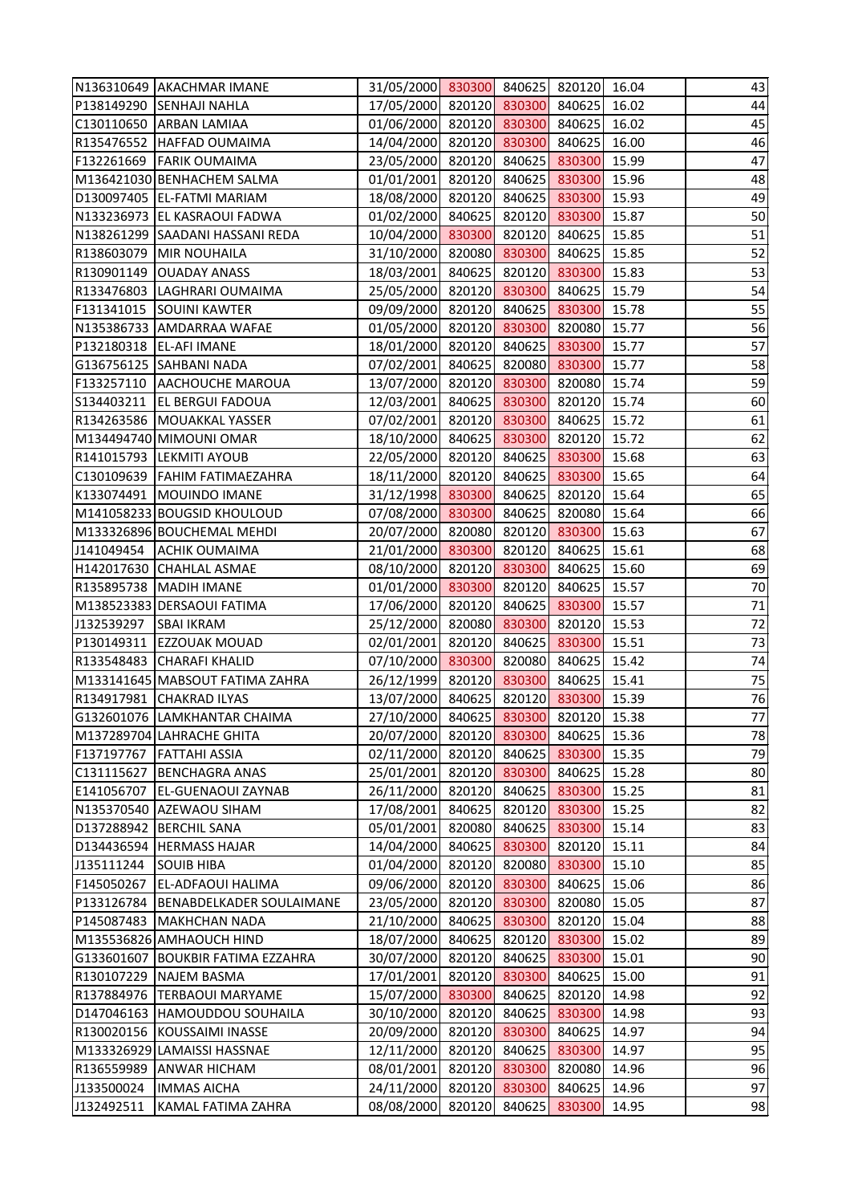| | | | | | | | |
|---|---|---|---|---|---|---|---|
| N136310649 | AKACHMAR IMANE | 31/05/2000 | 830300 | 840625 | 820120 | 16.04 | 43 |
| P138149290 | SENHAJI NAHLA | 17/05/2000 | 820120 | 830300 | 840625 | 16.02 | 44 |
| C130110650 | ARBAN LAMIAA | 01/06/2000 | 820120 | 830300 | 840625 | 16.02 | 45 |
| R135476552 | HAFFAD OUMAIMA | 14/04/2000 | 820120 | 830300 | 840625 | 16.00 | 46 |
| F132261669 | FARIK OUMAIMA | 23/05/2000 | 820120 | 840625 | 830300 | 15.99 | 47 |
| M136421030 | BENHACHEM SALMA | 01/01/2001 | 820120 | 840625 | 830300 | 15.96 | 48 |
| D130097405 | EL-FATMI MARIAM | 18/08/2000 | 820120 | 840625 | 830300 | 15.93 | 49 |
| N133236973 | EL KASRAOUI FADWA | 01/02/2000 | 840625 | 820120 | 830300 | 15.87 | 50 |
| N138261299 | SAADANI HASSANI REDA | 10/04/2000 | 830300 | 820120 | 840625 | 15.85 | 51 |
| R138603079 | MIR NOUHAILA | 31/10/2000 | 820080 | 830300 | 840625 | 15.85 | 52 |
| R130901149 | OUADAY ANASS | 18/03/2001 | 840625 | 820120 | 830300 | 15.83 | 53 |
| R133476803 | LAGHRARI OUMAIMA | 25/05/2000 | 820120 | 830300 | 840625 | 15.79 | 54 |
| F131341015 | SOUINI KAWTER | 09/09/2000 | 820120 | 840625 | 830300 | 15.78 | 55 |
| N135386733 | AMDARRAA WAFAE | 01/05/2000 | 820120 | 830300 | 820080 | 15.77 | 56 |
| P132180318 | EL-AFI IMANE | 18/01/2000 | 820120 | 840625 | 830300 | 15.77 | 57 |
| G136756125 | SAHBANI NADA | 07/02/2001 | 840625 | 820080 | 830300 | 15.77 | 58 |
| F133257110 | AACHOUCHE MAROUA | 13/07/2000 | 820120 | 830300 | 820080 | 15.74 | 59 |
| S134403211 | EL BERGUI FADOUA | 12/03/2001 | 840625 | 830300 | 820120 | 15.74 | 60 |
| R134263586 | MOUAKKAL YASSER | 07/02/2001 | 820120 | 830300 | 840625 | 15.72 | 61 |
| M134494740 | MIMOUNI OMAR | 18/10/2000 | 840625 | 830300 | 820120 | 15.72 | 62 |
| R141015793 | LEKMITI AYOUB | 22/05/2000 | 820120 | 840625 | 830300 | 15.68 | 63 |
| C130109639 | FAHIM FATIMAEZAHRA | 18/11/2000 | 820120 | 840625 | 830300 | 15.65 | 64 |
| K133074491 | MOUINDO IMANE | 31/12/1998 | 830300 | 840625 | 820120 | 15.64 | 65 |
| M141058233 | BOUGSID KHOULOUD | 07/08/2000 | 830300 | 840625 | 820080 | 15.64 | 66 |
| M133326896 | BOUCHEMAL MEHDI | 20/07/2000 | 820080 | 820120 | 830300 | 15.63 | 67 |
| J141049454 | ACHIK OUMAIMA | 21/01/2000 | 830300 | 820120 | 840625 | 15.61 | 68 |
| H142017630 | CHAHLAL ASMAE | 08/10/2000 | 820120 | 830300 | 840625 | 15.60 | 69 |
| R135895738 | MADIH IMANE | 01/01/2000 | 830300 | 820120 | 840625 | 15.57 | 70 |
| M138523383 | DERSAOUI FATIMA | 17/06/2000 | 820120 | 840625 | 830300 | 15.57 | 71 |
| J132539297 | SBAI IKRAM | 25/12/2000 | 820080 | 830300 | 820120 | 15.53 | 72 |
| P130149311 | EZZOUAK MOUAD | 02/01/2001 | 820120 | 840625 | 830300 | 15.51 | 73 |
| R133548483 | CHARAFI KHALID | 07/10/2000 | 830300 | 820080 | 840625 | 15.42 | 74 |
| M133141645 | MABSOUT FATIMA ZAHRA | 26/12/1999 | 820120 | 830300 | 840625 | 15.41 | 75 |
| R134917981 | CHAKRAD ILYAS | 13/07/2000 | 840625 | 820120 | 830300 | 15.39 | 76 |
| G132601076 | LAMKHANTAR CHAIMA | 27/10/2000 | 840625 | 830300 | 820120 | 15.38 | 77 |
| M137289704 | LAHRACHE GHITA | 20/07/2000 | 820120 | 830300 | 840625 | 15.36 | 78 |
| F137197767 | FATTAHI ASSIA | 02/11/2000 | 820120 | 840625 | 830300 | 15.35 | 79 |
| C131115627 | BENCHAGRA ANAS | 25/01/2001 | 820120 | 830300 | 840625 | 15.28 | 80 |
| E141056707 | EL-GUENAOUI ZAYNAB | 26/11/2000 | 820120 | 840625 | 830300 | 15.25 | 81 |
| N135370540 | AZEWAOU SIHAM | 17/08/2001 | 840625 | 820120 | 830300 | 15.25 | 82 |
| D137288942 | BERCHIL SANA | 05/01/2001 | 820080 | 840625 | 830300 | 15.14 | 83 |
| D134436594 | HERMASS HAJAR | 14/04/2000 | 840625 | 830300 | 820120 | 15.11 | 84 |
| J135111244 | SOUIB HIBA | 01/04/2000 | 820120 | 820080 | 830300 | 15.10 | 85 |
| F145050267 | EL-ADFAOUI HALIMA | 09/06/2000 | 820120 | 830300 | 840625 | 15.06 | 86 |
| P133126784 | BENABDELKADER SOULAIMANE | 23/05/2000 | 820120 | 830300 | 820080 | 15.05 | 87 |
| P145087483 | MAKHCHAN NADA | 21/10/2000 | 840625 | 830300 | 820120 | 15.04 | 88 |
| M135536826 | AMHAOUCH HIND | 18/07/2000 | 840625 | 820120 | 830300 | 15.02 | 89 |
| G133601607 | BOUKBIR FATIMA EZZAHRA | 30/07/2000 | 820120 | 840625 | 830300 | 15.01 | 90 |
| R130107229 | NAJEM BASMA | 17/01/2001 | 820120 | 830300 | 840625 | 15.00 | 91 |
| R137884976 | TERBAOUI MARYAME | 15/07/2000 | 830300 | 840625 | 820120 | 14.98 | 92 |
| D147046163 | HAMOUDDOU SOUHAILA | 30/10/2000 | 820120 | 840625 | 830300 | 14.98 | 93 |
| R130020156 | KOUSSAIMI INASSE | 20/09/2000 | 820120 | 830300 | 840625 | 14.97 | 94 |
| M133326929 | LAMAISSI HASSNAE | 12/11/2000 | 820120 | 840625 | 830300 | 14.97 | 95 |
| R136559989 | ANWAR HICHAM | 08/01/2001 | 820120 | 830300 | 820080 | 14.96 | 96 |
| J133500024 | IMMAS AICHA | 24/11/2000 | 820120 | 830300 | 840625 | 14.96 | 97 |
| J132492511 | KAMAL FATIMA ZAHRA | 08/08/2000 | 820120 | 840625 | 830300 | 14.95 | 98 |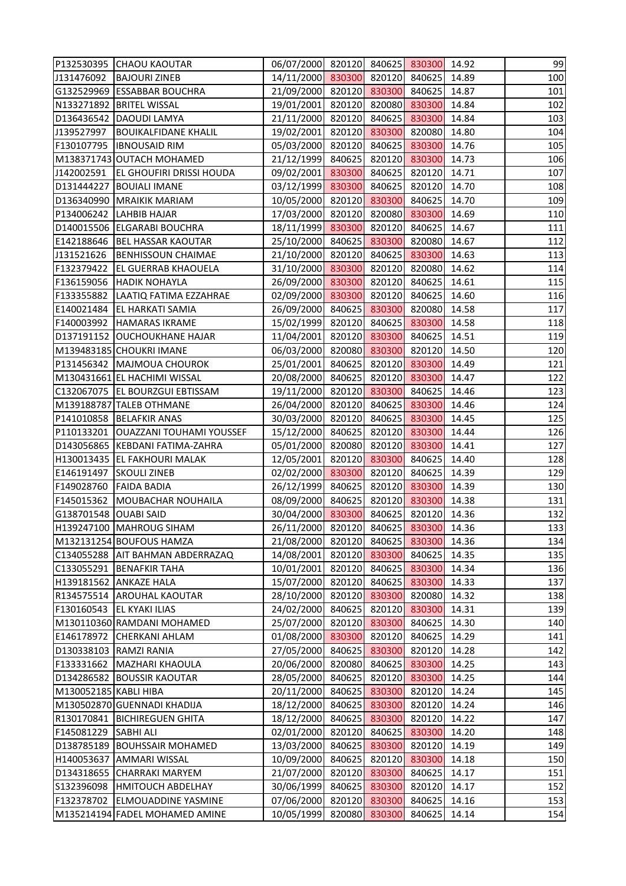| | | | | | | | |
|---|---|---|---|---|---|---|---|
| P132530395 | CHAOU KAOUTAR | 06/07/2000 | 820120 | 840625 | 830300 | 14.92 | 99 |
| J131476092 | BAJOURI ZINEB | 14/11/2000 | 830300 | 820120 | 840625 | 14.89 | 100 |
| G132529969 | ESSABBAR BOUCHRA | 21/09/2000 | 820120 | 830300 | 840625 | 14.87 | 101 |
| N133271892 | BRITEL WISSAL | 19/01/2001 | 820120 | 820080 | 830300 | 14.84 | 102 |
| D136436542 | DAOUDI LAMYA | 21/11/2000 | 820120 | 840625 | 830300 | 14.84 | 103 |
| J139527997 | BOUIKALFIDANE KHALIL | 19/02/2001 | 820120 | 830300 | 820080 | 14.80 | 104 |
| F130107795 | IBNOUSAID RIM | 05/03/2000 | 820120 | 840625 | 830300 | 14.76 | 105 |
| M138371743 | OUTACH MOHAMED | 21/12/1999 | 840625 | 820120 | 830300 | 14.73 | 106 |
| J142002591 | EL GHOUFIRI DRISSI HOUDA | 09/02/2001 | 830300 | 840625 | 820120 | 14.71 | 107 |
| D131444227 | BOUIALI IMANE | 03/12/1999 | 830300 | 840625 | 820120 | 14.70 | 108 |
| D136340990 | MRAIKIK MARIAM | 10/05/2000 | 820120 | 830300 | 840625 | 14.70 | 109 |
| P134006242 | LAHBIB HAJAR | 17/03/2000 | 820120 | 820080 | 830300 | 14.69 | 110 |
| D140015506 | ELGARABI BOUCHRA | 18/11/1999 | 830300 | 820120 | 840625 | 14.67 | 111 |
| E142188646 | BEL HASSAR KAOUTAR | 25/10/2000 | 840625 | 830300 | 820080 | 14.67 | 112 |
| J131521626 | BENHISSOUN CHAIMAE | 21/10/2000 | 820120 | 840625 | 830300 | 14.63 | 113 |
| F132379422 | EL GUERRAB KHAOUELA | 31/10/2000 | 830300 | 820120 | 820080 | 14.62 | 114 |
| F136159056 | HADIK NOHAYLA | 26/09/2000 | 830300 | 820120 | 840625 | 14.61 | 115 |
| F133355882 | LAATIQ FATIMA EZZAHRAE | 02/09/2000 | 830300 | 820120 | 840625 | 14.60 | 116 |
| E140021484 | EL HARKATI SAMIA | 26/09/2000 | 840625 | 830300 | 820080 | 14.58 | 117 |
| F140003992 | HAMARAS IKRAME | 15/02/1999 | 820120 | 840625 | 830300 | 14.58 | 118 |
| D137191152 | OUCHOUKHANE HAJAR | 11/04/2001 | 820120 | 830300 | 840625 | 14.51 | 119 |
| M139483185 | CHOUKRI IMANE | 06/03/2000 | 820080 | 830300 | 820120 | 14.50 | 120 |
| P131456342 | MAJMOUA CHOUROK | 25/01/2001 | 840625 | 820120 | 830300 | 14.49 | 121 |
| M130431661 | EL HACHIMI WISSAL | 20/08/2000 | 840625 | 820120 | 830300 | 14.47 | 122 |
| C132067075 | EL BOURZGUI EBTISSAM | 19/11/2000 | 820120 | 830300 | 840625 | 14.46 | 123 |
| M139188787 | TALEB OTHMANE | 26/04/2000 | 820120 | 840625 | 830300 | 14.46 | 124 |
| P141010858 | BELAFKIR ANAS | 30/03/2000 | 820120 | 840625 | 830300 | 14.45 | 125 |
| P110133201 | OUAZZANI TOUHAMI YOUSSEF | 15/12/2000 | 840625 | 820120 | 830300 | 14.44 | 126 |
| D143056865 | KEBDANI FATIMA-ZAHRA | 05/01/2000 | 820080 | 820120 | 830300 | 14.41 | 127 |
| H130013435 | EL FAKHOURI MALAK | 12/05/2001 | 820120 | 830300 | 840625 | 14.40 | 128 |
| E146191497 | SKOULI ZINEB | 02/02/2000 | 830300 | 820120 | 840625 | 14.39 | 129 |
| F149028760 | FAIDA BADIA | 26/12/1999 | 840625 | 820120 | 830300 | 14.39 | 130 |
| F145015362 | MOUBACHAR NOUHAILA | 08/09/2000 | 840625 | 820120 | 830300 | 14.38 | 131 |
| G138701548 | OUABI SAID | 30/04/2000 | 830300 | 840625 | 820120 | 14.36 | 132 |
| H139247100 | MAHROUG SIHAM | 26/11/2000 | 820120 | 840625 | 830300 | 14.36 | 133 |
| M132131254 | BOUFOUS HAMZA | 21/08/2000 | 820120 | 840625 | 830300 | 14.36 | 134 |
| C134055288 | AIT BAHMAN ABDERRAZAQ | 14/08/2001 | 820120 | 830300 | 840625 | 14.35 | 135 |
| C133055291 | BENAFKIR TAHA | 10/01/2001 | 820120 | 840625 | 830300 | 14.34 | 136 |
| H139181562 | ANKAZE HALA | 15/07/2000 | 820120 | 840625 | 830300 | 14.33 | 137 |
| R134575514 | AROUHAL KAOUTAR | 28/10/2000 | 820120 | 830300 | 820080 | 14.32 | 138 |
| F130160543 | EL KYAKI ILIAS | 24/02/2000 | 840625 | 820120 | 830300 | 14.31 | 139 |
| M130110360 | RAMDANI MOHAMED | 25/07/2000 | 820120 | 830300 | 840625 | 14.30 | 140 |
| E146178972 | CHERKANI AHLAM | 01/08/2000 | 830300 | 820120 | 840625 | 14.29 | 141 |
| D130338103 | RAMZI RANIA | 27/05/2000 | 840625 | 830300 | 820120 | 14.28 | 142 |
| F133331662 | MAZHARI KHAOULA | 20/06/2000 | 820080 | 840625 | 830300 | 14.25 | 143 |
| D134286582 | BOUSSIR KAOUTAR | 28/05/2000 | 840625 | 820120 | 830300 | 14.25 | 144 |
| M130052185 | KABLI HIBA | 20/11/2000 | 840625 | 830300 | 820120 | 14.24 | 145 |
| M130502870 | GUENNADI KHADIJA | 18/12/2000 | 840625 | 830300 | 820120 | 14.24 | 146 |
| R130170841 | BICHIREGUEN GHITA | 18/12/2000 | 840625 | 830300 | 820120 | 14.22 | 147 |
| F145081229 | SABHI ALI | 02/01/2000 | 820120 | 840625 | 830300 | 14.20 | 148 |
| D138785189 | BOUHSSAIR MOHAMED | 13/03/2000 | 840625 | 830300 | 820120 | 14.19 | 149 |
| H140053637 | AMMARI WISSAL | 10/09/2000 | 840625 | 820120 | 830300 | 14.18 | 150 |
| D134318655 | CHARRAKI MARYEM | 21/07/2000 | 820120 | 830300 | 840625 | 14.17 | 151 |
| S132396098 | HMITOUCH ABDELHAY | 30/06/1999 | 840625 | 830300 | 820120 | 14.17 | 152 |
| F132378702 | ELMOUADDINE YASMINE | 07/06/2000 | 820120 | 830300 | 840625 | 14.16 | 153 |
| M135214194 | FADEL MOHAMED AMINE | 10/05/1999 | 820080 | 830300 | 840625 | 14.14 | 154 |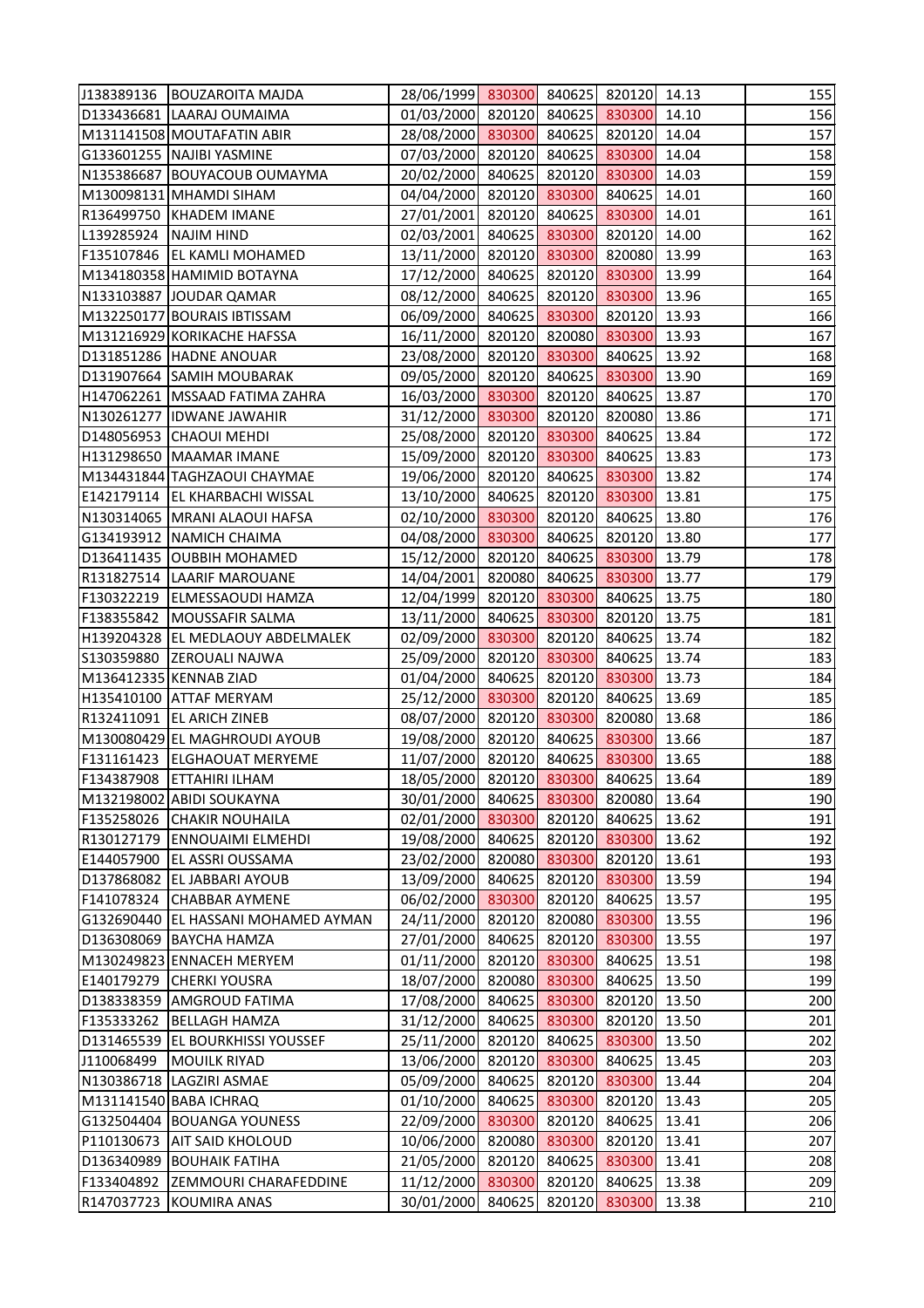| | | | | | | | |
|---|---|---|---|---|---|---|---|
| J138389136 | BOUZAROITA MAJDA | 28/06/1999 | 830300 | 840625 | 820120 | 14.13 | 155 |
| D133436681 | LAARAJ OUMAIMA | 01/03/2000 | 820120 | 840625 | 830300 | 14.10 | 156 |
| M131141508 | MOUTAFATIN ABIR | 28/08/2000 | 830300 | 840625 | 820120 | 14.04 | 157 |
| G133601255 | NAJIBI YASMINE | 07/03/2000 | 820120 | 840625 | 830300 | 14.04 | 158 |
| N135386687 | BOUYACOUB OUMAYMA | 20/02/2000 | 840625 | 820120 | 830300 | 14.03 | 159 |
| M130098131 | MHAMDI SIHAM | 04/04/2000 | 820120 | 830300 | 840625 | 14.01 | 160 |
| R136499750 | KHADEM IMANE | 27/01/2001 | 820120 | 840625 | 830300 | 14.01 | 161 |
| L139285924 | NAJIM HIND | 02/03/2001 | 840625 | 830300 | 820120 | 14.00 | 162 |
| F135107846 | EL KAMLI MOHAMED | 13/11/2000 | 820120 | 830300 | 820080 | 13.99 | 163 |
| M134180358 | HAMIMID BOTAYNA | 17/12/2000 | 840625 | 820120 | 830300 | 13.99 | 164 |
| N133103887 | JOUDAR QAMAR | 08/12/2000 | 840625 | 820120 | 830300 | 13.96 | 165 |
| M132250177 | BOURAIS IBTISSAM | 06/09/2000 | 840625 | 830300 | 820120 | 13.93 | 166 |
| M131216929 | KORIKACHE HAFSSA | 16/11/2000 | 820120 | 820080 | 830300 | 13.93 | 167 |
| D131851286 | HADNE ANOUAR | 23/08/2000 | 820120 | 830300 | 840625 | 13.92 | 168 |
| D131907664 | SAMIH MOUBARAK | 09/05/2000 | 820120 | 840625 | 830300 | 13.90 | 169 |
| H147062261 | MSSAAD FATIMA ZAHRA | 16/03/2000 | 830300 | 820120 | 840625 | 13.87 | 170 |
| N130261277 | IDWANE JAWAHIR | 31/12/2000 | 830300 | 820120 | 820080 | 13.86 | 171 |
| D148056953 | CHAOUI MEHDI | 25/08/2000 | 820120 | 830300 | 840625 | 13.84 | 172 |
| H131298650 | MAAMAR IMANE | 15/09/2000 | 820120 | 830300 | 840625 | 13.83 | 173 |
| M134431844 | TAGHZAOUI CHAYMAE | 19/06/2000 | 820120 | 840625 | 830300 | 13.82 | 174 |
| E142179114 | EL KHARBACHI WISSAL | 13/10/2000 | 840625 | 820120 | 830300 | 13.81 | 175 |
| N130314065 | MRANI ALAOUI HAFSA | 02/10/2000 | 830300 | 820120 | 840625 | 13.80 | 176 |
| G134193912 | NAMICH CHAIMA | 04/08/2000 | 830300 | 840625 | 820120 | 13.80 | 177 |
| D136411435 | OUBBIH MOHAMED | 15/12/2000 | 820120 | 840625 | 830300 | 13.79 | 178 |
| R131827514 | LAARIF MAROUANE | 14/04/2001 | 820080 | 840625 | 830300 | 13.77 | 179 |
| F130322219 | ELMESSAOUDI HAMZA | 12/04/1999 | 820120 | 830300 | 840625 | 13.75 | 180 |
| F138355842 | MOUSSAFIR SALMA | 13/11/2000 | 840625 | 830300 | 820120 | 13.75 | 181 |
| H139204328 | EL MEDLAOUY ABDELMALEK | 02/09/2000 | 830300 | 820120 | 840625 | 13.74 | 182 |
| S130359880 | ZEROUALI NAJWA | 25/09/2000 | 820120 | 830300 | 840625 | 13.74 | 183 |
| M136412335 | KENNAB ZIAD | 01/04/2000 | 840625 | 820120 | 830300 | 13.73 | 184 |
| H135410100 | ATTAF MERYAM | 25/12/2000 | 830300 | 820120 | 840625 | 13.69 | 185 |
| R132411091 | EL ARICH ZINEB | 08/07/2000 | 820120 | 830300 | 820080 | 13.68 | 186 |
| M130080429 | EL MAGHROUDI AYOUB | 19/08/2000 | 820120 | 840625 | 830300 | 13.66 | 187 |
| F131161423 | ELGHAOUAT MERYEME | 11/07/2000 | 820120 | 840625 | 830300 | 13.65 | 188 |
| F134387908 | ETTAHIRI ILHAM | 18/05/2000 | 820120 | 830300 | 840625 | 13.64 | 189 |
| M132198002 | ABIDI SOUKAYNA | 30/01/2000 | 840625 | 830300 | 820080 | 13.64 | 190 |
| F135258026 | CHAKIR NOUHAILA | 02/01/2000 | 830300 | 820120 | 840625 | 13.62 | 191 |
| R130127179 | ENNOUAIMI ELMEHDI | 19/08/2000 | 840625 | 820120 | 830300 | 13.62 | 192 |
| E144057900 | EL ASSRI OUSSAMA | 23/02/2000 | 820080 | 830300 | 820120 | 13.61 | 193 |
| D137868082 | EL JABBARI AYOUB | 13/09/2000 | 840625 | 820120 | 830300 | 13.59 | 194 |
| F141078324 | CHABBAR AYMENE | 06/02/2000 | 830300 | 820120 | 840625 | 13.57 | 195 |
| G132690440 | EL HASSANI MOHAMED AYMAN | 24/11/2000 | 820120 | 820080 | 830300 | 13.55 | 196 |
| D136308069 | BAYCHA HAMZA | 27/01/2000 | 840625 | 820120 | 830300 | 13.55 | 197 |
| M130249823 | ENNACEH MERYEM | 01/11/2000 | 820120 | 830300 | 840625 | 13.51 | 198 |
| E140179279 | CHERKI YOUSRA | 18/07/2000 | 820080 | 830300 | 840625 | 13.50 | 199 |
| D138338359 | AMGROUD FATIMA | 17/08/2000 | 840625 | 830300 | 820120 | 13.50 | 200 |
| F135333262 | BELLAGH HAMZA | 31/12/2000 | 840625 | 830300 | 820120 | 13.50 | 201 |
| D131465539 | EL BOURKHISSI YOUSSEF | 25/11/2000 | 820120 | 840625 | 830300 | 13.50 | 202 |
| J110068499 | MOUILK RIYAD | 13/06/2000 | 820120 | 830300 | 840625 | 13.45 | 203 |
| N130386718 | LAGZIRI ASMAE | 05/09/2000 | 840625 | 820120 | 830300 | 13.44 | 204 |
| M131141540 | BABA ICHRAQ | 01/10/2000 | 840625 | 830300 | 820120 | 13.43 | 205 |
| G132504404 | BOUANGA YOUNESS | 22/09/2000 | 830300 | 820120 | 840625 | 13.41 | 206 |
| P110130673 | AIT SAID KHOLOUD | 10/06/2000 | 820080 | 830300 | 820120 | 13.41 | 207 |
| D136340989 | BOUHAIK FATIHA | 21/05/2000 | 820120 | 840625 | 830300 | 13.41 | 208 |
| F133404892 | ZEMMOURI CHARAFEDDINE | 11/12/2000 | 830300 | 820120 | 840625 | 13.38 | 209 |
| R147037723 | KOUMIRA ANAS | 30/01/2000 | 840625 | 820120 | 830300 | 13.38 | 210 |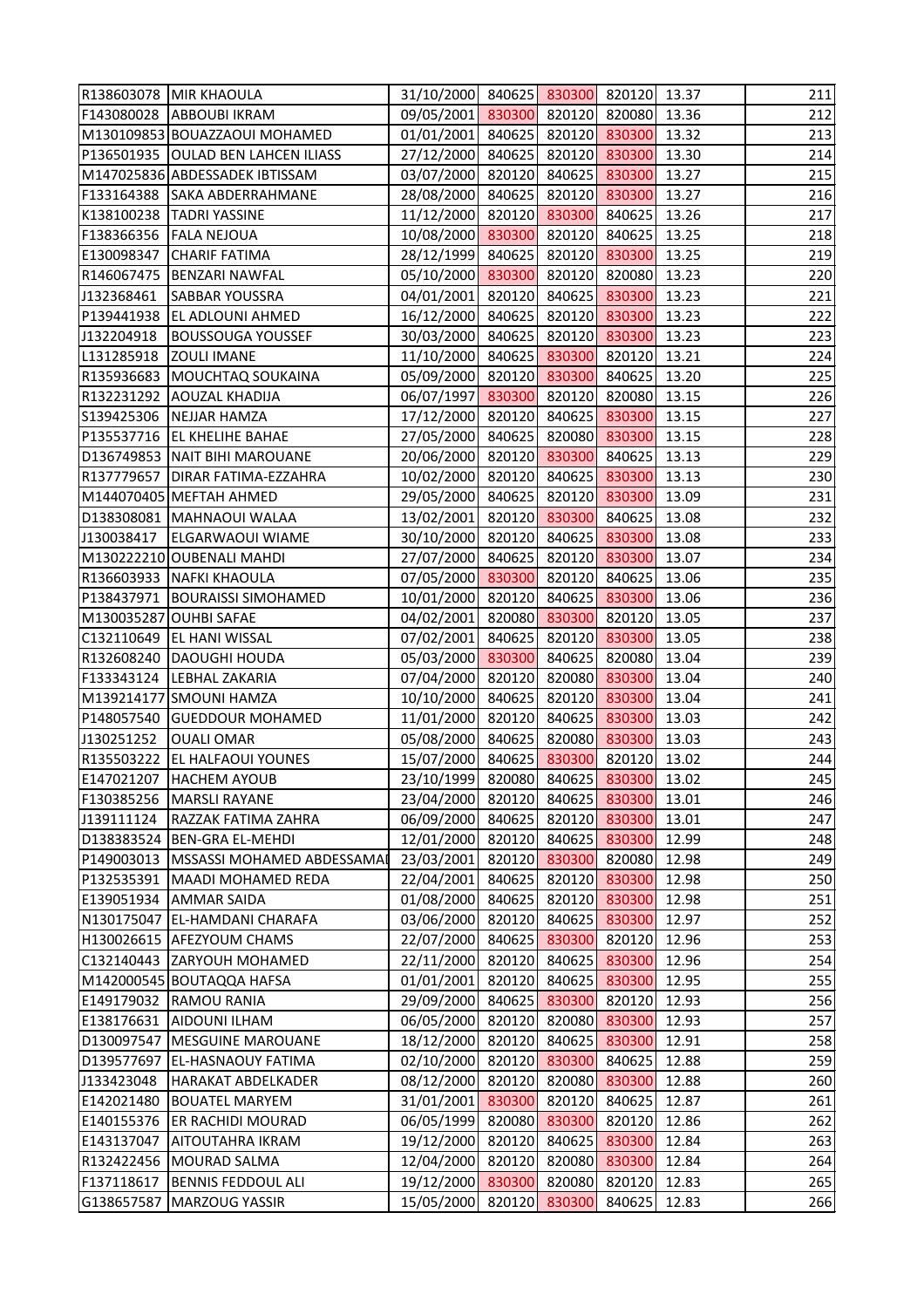| | | | | | | | |
|---|---|---|---|---|---|---|---|
| R138603078 | MIR KHAOULA | 31/10/2000 | 840625 | 830300 | 820120 | 13.37 | 211 |
| F143080028 | ABBOUBI IKRAM | 09/05/2001 | 830300 | 820120 | 820080 | 13.36 | 212 |
| M130109853 | BOUAZZAOUI MOHAMED | 01/01/2001 | 840625 | 820120 | 830300 | 13.32 | 213 |
| P136501935 | OULAD BEN LAHCEN ILIASS | 27/12/2000 | 840625 | 820120 | 830300 | 13.30 | 214 |
| M147025836 | ABDESSADEK IBTISSAM | 03/07/2000 | 820120 | 840625 | 830300 | 13.27 | 215 |
| F133164388 | SAKA ABDERRAHMANE | 28/08/2000 | 840625 | 820120 | 830300 | 13.27 | 216 |
| K138100238 | TADRI YASSINE | 11/12/2000 | 820120 | 830300 | 840625 | 13.26 | 217 |
| F138366356 | FALA NEJOUA | 10/08/2000 | 830300 | 820120 | 840625 | 13.25 | 218 |
| E130098347 | CHARIF FATIMA | 28/12/1999 | 840625 | 820120 | 830300 | 13.25 | 219 |
| R146067475 | BENZARI NAWFAL | 05/10/2000 | 830300 | 820120 | 820080 | 13.23 | 220 |
| J132368461 | SABBAR YOUSSRA | 04/01/2001 | 820120 | 840625 | 830300 | 13.23 | 221 |
| P139441938 | EL ADLOUNI AHMED | 16/12/2000 | 840625 | 820120 | 830300 | 13.23 | 222 |
| J132204918 | BOUSSOUGA YOUSSEF | 30/03/2000 | 840625 | 820120 | 830300 | 13.23 | 223 |
| L131285918 | ZOULI IMANE | 11/10/2000 | 840625 | 830300 | 820120 | 13.21 | 224 |
| R135936683 | MOUCHTAQ SOUKAINA | 05/09/2000 | 820120 | 830300 | 840625 | 13.20 | 225 |
| R132231292 | AOUZAL KHADIJA | 06/07/1997 | 830300 | 820120 | 820080 | 13.15 | 226 |
| S139425306 | NEJJAR HAMZA | 17/12/2000 | 820120 | 840625 | 830300 | 13.15 | 227 |
| P135537716 | EL KHELIHE BAHAE | 27/05/2000 | 840625 | 820080 | 830300 | 13.15 | 228 |
| D136749853 | NAIT BIHI MAROUANE | 20/06/2000 | 820120 | 830300 | 840625 | 13.13 | 229 |
| R137779657 | DIRAR FATIMA-EZZAHRA | 10/02/2000 | 820120 | 840625 | 830300 | 13.13 | 230 |
| M144070405 | MEFTAH AHMED | 29/05/2000 | 840625 | 820120 | 830300 | 13.09 | 231 |
| D138308081 | MAHNAOUI WALAA | 13/02/2001 | 820120 | 830300 | 840625 | 13.08 | 232 |
| J130038417 | ELGARWAOUI WIAME | 30/10/2000 | 820120 | 840625 | 830300 | 13.08 | 233 |
| M130222210 | OUBENALI MAHDI | 27/07/2000 | 840625 | 820120 | 830300 | 13.07 | 234 |
| R136603933 | NAFKI KHAOULA | 07/05/2000 | 830300 | 820120 | 840625 | 13.06 | 235 |
| P138437971 | BOURAISSI SIMOHAMED | 10/01/2000 | 820120 | 840625 | 830300 | 13.06 | 236 |
| M130035287 | OUHBI SAFAE | 04/02/2001 | 820080 | 830300 | 820120 | 13.05 | 237 |
| C132110649 | EL HANI WISSAL | 07/02/2001 | 840625 | 820120 | 830300 | 13.05 | 238 |
| R132608240 | DAOUGHI HOUDA | 05/03/2000 | 830300 | 840625 | 820080 | 13.04 | 239 |
| F133343124 | LEBHAL ZAKARIA | 07/04/2000 | 820120 | 820080 | 830300 | 13.04 | 240 |
| M139214177 | SMOUNI HAMZA | 10/10/2000 | 840625 | 820120 | 830300 | 13.04 | 241 |
| P148057540 | GUEDDOUR MOHAMED | 11/01/2000 | 820120 | 840625 | 830300 | 13.03 | 242 |
| J130251252 | OUALI OMAR | 05/08/2000 | 840625 | 820080 | 830300 | 13.03 | 243 |
| R135503222 | EL HALFAOUI YOUNES | 15/07/2000 | 840625 | 830300 | 820120 | 13.02 | 244 |
| E147021207 | HACHEM AYOUB | 23/10/1999 | 820080 | 840625 | 830300 | 13.02 | 245 |
| F130385256 | MARSLI RAYANE | 23/04/2000 | 820120 | 840625 | 830300 | 13.01 | 246 |
| J139111124 | RAZZAK FATIMA ZAHRA | 06/09/2000 | 840625 | 820120 | 830300 | 13.01 | 247 |
| D138383524 | BEN-GRA EL-MEHDI | 12/01/2000 | 820120 | 840625 | 830300 | 12.99 | 248 |
| P149003013 | MSSASSI MOHAMED ABDESSAMAD | 23/03/2001 | 820120 | 830300 | 820080 | 12.98 | 249 |
| P132535391 | MAADI MOHAMED REDA | 22/04/2001 | 840625 | 820120 | 830300 | 12.98 | 250 |
| E139051934 | AMMAR SAIDA | 01/08/2000 | 840625 | 820120 | 830300 | 12.98 | 251 |
| N130175047 | EL-HAMDANI CHARAFA | 03/06/2000 | 820120 | 840625 | 830300 | 12.97 | 252 |
| H130026615 | AFEZYOUM CHAMS | 22/07/2000 | 840625 | 830300 | 820120 | 12.96 | 253 |
| C132140443 | ZARYOUH MOHAMED | 22/11/2000 | 820120 | 840625 | 830300 | 12.96 | 254 |
| M142000545 | BOUTAQQA HAFSA | 01/01/2001 | 820120 | 840625 | 830300 | 12.95 | 255 |
| E149179032 | RAMOU RANIA | 29/09/2000 | 840625 | 830300 | 820120 | 12.93 | 256 |
| E138176631 | AIDOUNI ILHAM | 06/05/2000 | 820120 | 820080 | 830300 | 12.93 | 257 |
| D130097547 | MESGUINE MAROUANE | 18/12/2000 | 820120 | 840625 | 830300 | 12.91 | 258 |
| D139577697 | EL-HASNAOUY FATIMA | 02/10/2000 | 820120 | 830300 | 840625 | 12.88 | 259 |
| J133423048 | HARAKAT ABDELKADER | 08/12/2000 | 820120 | 820080 | 830300 | 12.88 | 260 |
| E142021480 | BOUATEL MARYEM | 31/01/2001 | 830300 | 820120 | 840625 | 12.87 | 261 |
| E140155376 | ER RACHIDI MOURAD | 06/05/1999 | 820080 | 830300 | 820120 | 12.86 | 262 |
| E143137047 | AITOUTAHRA IKRAM | 19/12/2000 | 820120 | 840625 | 830300 | 12.84 | 263 |
| R132422456 | MOURAD SALMA | 12/04/2000 | 820120 | 820080 | 830300 | 12.84 | 264 |
| F137118617 | BENNIS FEDDOUL ALI | 19/12/2000 | 830300 | 820080 | 820120 | 12.83 | 265 |
| G138657587 | MARZOUG YASSIR | 15/05/2000 | 820120 | 830300 | 840625 | 12.83 | 266 |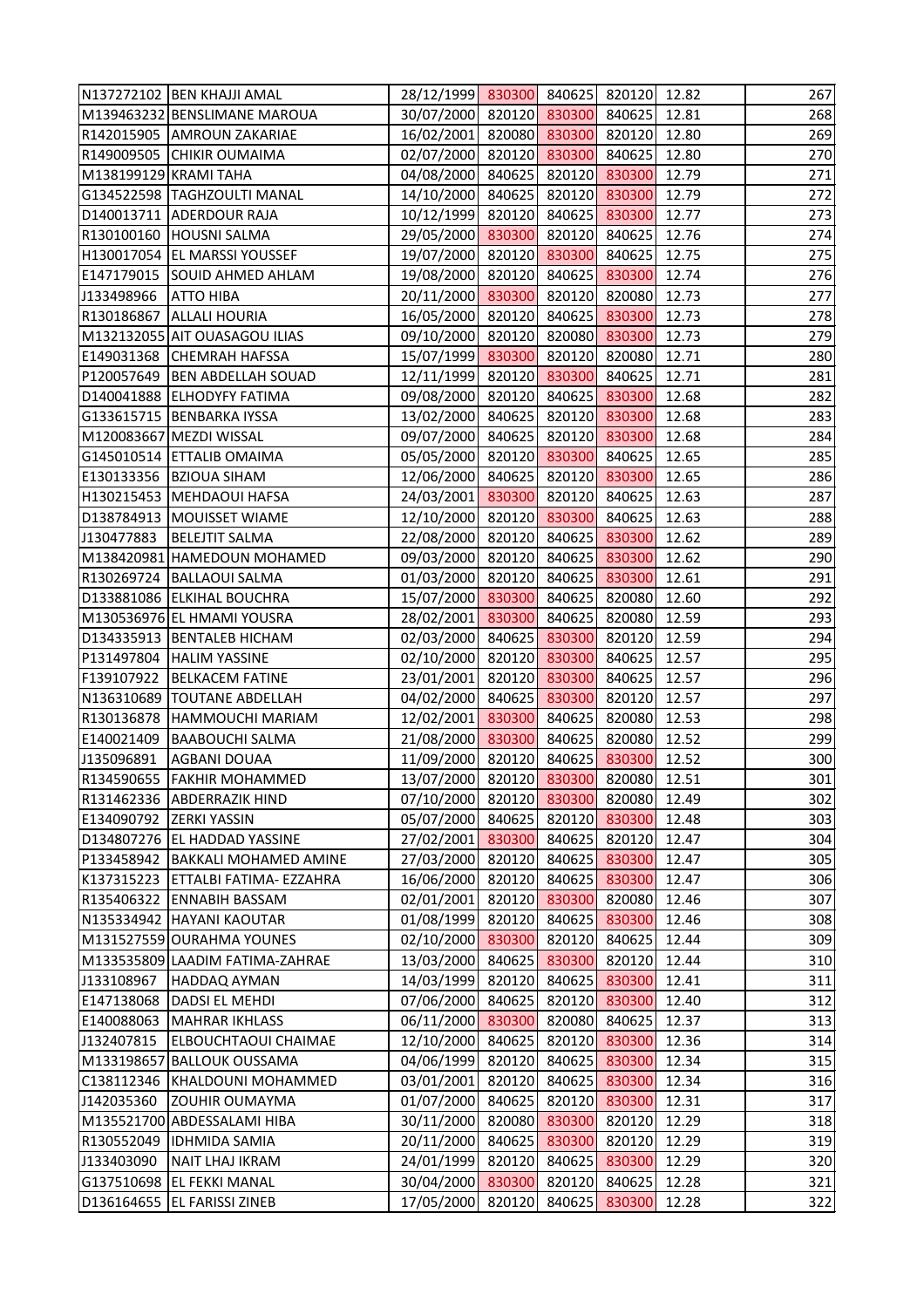| | | | | | | | |
|---|---|---|---|---|---|---|---|
| N137272102 | BEN KHAJJI AMAL | 28/12/1999 | 830300 | 840625 | 820120 | 12.82 | 267 |
| M139463232 | BENSLIMANE MAROUA | 30/07/2000 | 820120 | 830300 | 840625 | 12.81 | 268 |
| R142015905 | AMROUN ZAKARIAE | 16/02/2001 | 820080 | 830300 | 820120 | 12.80 | 269 |
| R149009505 | CHIKIR OUMAIMA | 02/07/2000 | 820120 | 830300 | 840625 | 12.80 | 270 |
| M138199129 | KRAMI TAHA | 04/08/2000 | 840625 | 820120 | 830300 | 12.79 | 271 |
| G134522598 | TAGHZOULTI MANAL | 14/10/2000 | 840625 | 820120 | 830300 | 12.79 | 272 |
| D140013711 | ADERDOUR RAJA | 10/12/1999 | 820120 | 840625 | 830300 | 12.77 | 273 |
| R130100160 | HOUSNI SALMA | 29/05/2000 | 830300 | 820120 | 840625 | 12.76 | 274 |
| H130017054 | EL MARSSI YOUSSEF | 19/07/2000 | 820120 | 830300 | 840625 | 12.75 | 275 |
| E147179015 | SOUID AHMED AHLAM | 19/08/2000 | 820120 | 840625 | 830300 | 12.74 | 276 |
| J133498966 | ATTO HIBA | 20/11/2000 | 830300 | 820120 | 820080 | 12.73 | 277 |
| R130186867 | ALLALI HOURIA | 16/05/2000 | 820120 | 840625 | 830300 | 12.73 | 278 |
| M132132055 | AIT OUASAGOU ILIAS | 09/10/2000 | 820120 | 820080 | 830300 | 12.73 | 279 |
| E149031368 | CHEMRAH HAFSSA | 15/07/1999 | 830300 | 820120 | 820080 | 12.71 | 280 |
| P120057649 | BEN ABDELLAH SOUAD | 12/11/1999 | 820120 | 830300 | 840625 | 12.71 | 281 |
| D140041888 | ELHODYFY FATIMA | 09/08/2000 | 820120 | 840625 | 830300 | 12.68 | 282 |
| G133615715 | BENBARKA IYSSA | 13/02/2000 | 840625 | 820120 | 830300 | 12.68 | 283 |
| M120083667 | MEZDI WISSAL | 09/07/2000 | 840625 | 820120 | 830300 | 12.68 | 284 |
| G145010514 | ETTALIB OMAIMA | 05/05/2000 | 820120 | 830300 | 840625 | 12.65 | 285 |
| E130133356 | BZIOUA SIHAM | 12/06/2000 | 840625 | 820120 | 830300 | 12.65 | 286 |
| H130215453 | MEHDAOUI HAFSA | 24/03/2001 | 830300 | 820120 | 840625 | 12.63 | 287 |
| D138784913 | MOUISSET WIAME | 12/10/2000 | 820120 | 830300 | 840625 | 12.63 | 288 |
| J130477883 | BELEJTIT SALMA | 22/08/2000 | 820120 | 840625 | 830300 | 12.62 | 289 |
| M138420981 | HAMEDOUN MOHAMED | 09/03/2000 | 820120 | 840625 | 830300 | 12.62 | 290 |
| R130269724 | BALLAOUI SALMA | 01/03/2000 | 820120 | 840625 | 830300 | 12.61 | 291 |
| D133881086 | ELKIHAL BOUCHRA | 15/07/2000 | 830300 | 840625 | 820080 | 12.60 | 292 |
| M130536976 | EL HMAMI YOUSRA | 28/02/2001 | 830300 | 840625 | 820080 | 12.59 | 293 |
| D134335913 | BENTALEB HICHAM | 02/03/2000 | 840625 | 830300 | 820120 | 12.59 | 294 |
| P131497804 | HALIM YASSINE | 02/10/2000 | 820120 | 830300 | 840625 | 12.57 | 295 |
| F139107922 | BELKACEM FATINE | 23/01/2001 | 820120 | 830300 | 840625 | 12.57 | 296 |
| N136310689 | TOUTANE ABDELLAH | 04/02/2000 | 840625 | 830300 | 820120 | 12.57 | 297 |
| R130136878 | HAMMOUCHI MARIAM | 12/02/2001 | 830300 | 840625 | 820080 | 12.53 | 298 |
| E140021409 | BAABOUCHI SALMA | 21/08/2000 | 830300 | 840625 | 820080 | 12.52 | 299 |
| J135096891 | AGBANI DOUAA | 11/09/2000 | 820120 | 840625 | 830300 | 12.52 | 300 |
| R134590655 | FAKHIR MOHAMMED | 13/07/2000 | 820120 | 830300 | 820080 | 12.51 | 301 |
| R131462336 | ABDERRAZIK HIND | 07/10/2000 | 820120 | 830300 | 820080 | 12.49 | 302 |
| E134090792 | ZERKI YASSIN | 05/07/2000 | 840625 | 820120 | 830300 | 12.48 | 303 |
| D134807276 | EL HADDAD YASSINE | 27/02/2001 | 830300 | 840625 | 820120 | 12.47 | 304 |
| P133458942 | BAKKALI MOHAMED AMINE | 27/03/2000 | 820120 | 840625 | 830300 | 12.47 | 305 |
| K137315223 | ETTALBI FATIMA- EZZAHRA | 16/06/2000 | 820120 | 840625 | 830300 | 12.47 | 306 |
| R135406322 | ENNABIH BASSAM | 02/01/2001 | 820120 | 830300 | 820080 | 12.46 | 307 |
| N135334942 | HAYANI KAOUTAR | 01/08/1999 | 820120 | 840625 | 830300 | 12.46 | 308 |
| M131527559 | OURAHMA YOUNES | 02/10/2000 | 830300 | 820120 | 840625 | 12.44 | 309 |
| M133535809 | LAADIM FATIMA-ZAHRAE | 13/03/2000 | 840625 | 830300 | 820120 | 12.44 | 310 |
| J133108967 | HADDAQ AYMAN | 14/03/1999 | 820120 | 840625 | 830300 | 12.41 | 311 |
| E147138068 | DADSI EL MEHDI | 07/06/2000 | 840625 | 820120 | 830300 | 12.40 | 312 |
| E140088063 | MAHRAR IKHLASS | 06/11/2000 | 830300 | 820080 | 840625 | 12.37 | 313 |
| J132407815 | ELBOUCHTAOUI CHAIMAE | 12/10/2000 | 840625 | 820120 | 830300 | 12.36 | 314 |
| M133198657 | BALLOUK OUSSAMA | 04/06/1999 | 820120 | 840625 | 830300 | 12.34 | 315 |
| C138112346 | KHALDOUNI MOHAMMED | 03/01/2001 | 820120 | 840625 | 830300 | 12.34 | 316 |
| J142035360 | ZOUHIR OUMAYMA | 01/07/2000 | 840625 | 820120 | 830300 | 12.31 | 317 |
| M135521700 | ABDESSALAMI HIBA | 30/11/2000 | 820080 | 830300 | 820120 | 12.29 | 318 |
| R130552049 | IDHMIDA SAMIA | 20/11/2000 | 840625 | 830300 | 820120 | 12.29 | 319 |
| J133403090 | NAIT LHAJ IKRAM | 24/01/1999 | 820120 | 840625 | 830300 | 12.29 | 320 |
| G137510698 | EL FEKKI MANAL | 30/04/2000 | 830300 | 820120 | 840625 | 12.28 | 321 |
| D136164655 | EL FARISSI ZINEB | 17/05/2000 | 820120 | 840625 | 830300 | 12.28 | 322 |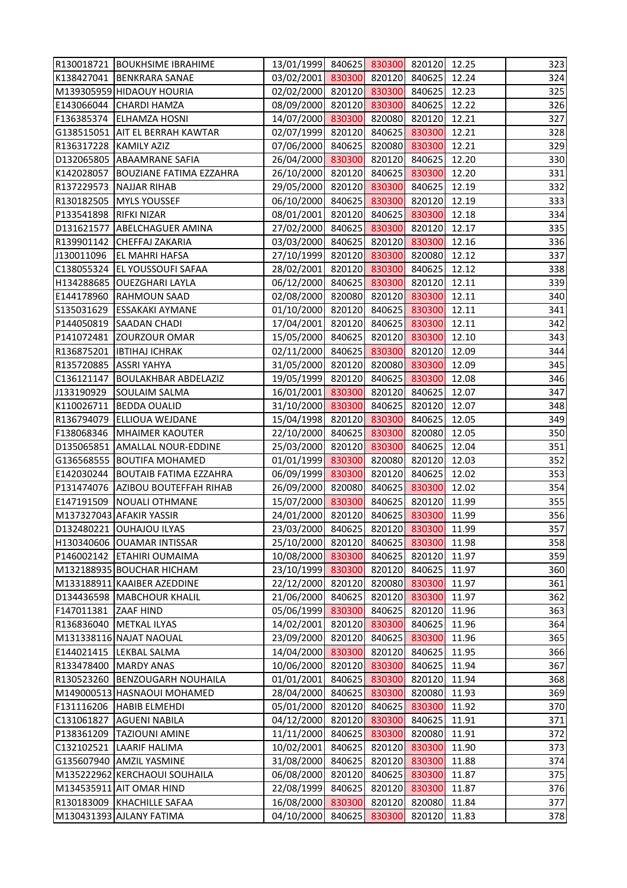| | | | | | | | |
|---|---|---|---|---|---|---|---|
| R130018721 | BOUKHSIME IBRAHIME | 13/01/1999 | 840625 | 830300 | 820120 | 12.25 | 323 |
| K138427041 | BENKRARA SANAE | 03/02/2001 | 830300 | 820120 | 840625 | 12.24 | 324 |
| M139305959 | HIDAOUY HOURIA | 02/02/2000 | 820120 | 830300 | 840625 | 12.23 | 325 |
| E143066044 | CHARDI HAMZA | 08/09/2000 | 820120 | 830300 | 840625 | 12.22 | 326 |
| F136385374 | ELHAMZA HOSNI | 14/07/2000 | 830300 | 820080 | 820120 | 12.21 | 327 |
| G138515051 | AIT EL BERRAH KAWTAR | 02/07/1999 | 820120 | 840625 | 830300 | 12.21 | 328 |
| R136317228 | KAMILY AZIZ | 07/06/2000 | 840625 | 820080 | 830300 | 12.21 | 329 |
| D132065805 | ABAAMRANE SAFIA | 26/04/2000 | 830300 | 820120 | 840625 | 12.20 | 330 |
| K142028057 | BOUZIANE FATIMA EZZAHRA | 26/10/2000 | 820120 | 840625 | 830300 | 12.20 | 331 |
| R137229573 | NAJJAR RIHAB | 29/05/2000 | 820120 | 830300 | 840625 | 12.19 | 332 |
| R130182505 | MYLS YOUSSEF | 06/10/2000 | 840625 | 830300 | 820120 | 12.19 | 333 |
| P133541898 | RIFKI NIZAR | 08/01/2001 | 820120 | 840625 | 830300 | 12.18 | 334 |
| D131621577 | ABELCHAGUER AMINA | 27/02/2000 | 840625 | 830300 | 820120 | 12.17 | 335 |
| R139901142 | CHEFFAJ ZAKARIA | 03/03/2000 | 840625 | 820120 | 830300 | 12.16 | 336 |
| J130011096 | EL MAHRI HAFSA | 27/10/1999 | 820120 | 830300 | 820080 | 12.12 | 337 |
| C138055324 | EL YOUSSOUFI SAFAA | 28/02/2001 | 820120 | 830300 | 840625 | 12.12 | 338 |
| H134288685 | OUEZGHARI LAYLA | 06/12/2000 | 840625 | 830300 | 820120 | 12.11 | 339 |
| E144178960 | RAHMOUN SAAD | 02/08/2000 | 820080 | 820120 | 830300 | 12.11 | 340 |
| S135031629 | ESSAKAKI AYMANE | 01/10/2000 | 820120 | 840625 | 830300 | 12.11 | 341 |
| P144050819 | SAADAN CHADI | 17/04/2001 | 820120 | 840625 | 830300 | 12.11 | 342 |
| P141072481 | ZOURZOUR OMAR | 15/05/2000 | 840625 | 820120 | 830300 | 12.10 | 343 |
| R136875201 | IBTIHAJ ICHRAK | 02/11/2000 | 840625 | 830300 | 820120 | 12.09 | 344 |
| R135720885 | ASSRI YAHYA | 31/05/2000 | 820120 | 820080 | 830300 | 12.09 | 345 |
| C136121147 | BOULAKHBAR ABDELAZIZ | 19/05/1999 | 820120 | 840625 | 830300 | 12.08 | 346 |
| J133190929 | SOULAIM SALMA | 16/01/2001 | 830300 | 820120 | 840625 | 12.07 | 347 |
| K110026711 | BEDDA OUALID | 31/10/2000 | 830300 | 840625 | 820120 | 12.07 | 348 |
| R136794079 | ELLIOUA WEJDANE | 15/04/1998 | 820120 | 830300 | 840625 | 12.05 | 349 |
| F138068346 | MHAIMER KAOUTER | 22/10/2000 | 840625 | 830300 | 820080 | 12.05 | 350 |
| D135065851 | AMALLAL NOUR-EDDINE | 25/03/2000 | 820120 | 830300 | 840625 | 12.04 | 351 |
| G136568555 | BOUTIFA MOHAMED | 01/01/1999 | 830300 | 820080 | 820120 | 12.03 | 352 |
| E142030244 | BOUTAIB FATIMA EZZAHRA | 06/09/1999 | 830300 | 820120 | 840625 | 12.02 | 353 |
| P131474076 | AZIBOU BOUTEFFAH RIHAB | 26/09/2000 | 820080 | 840625 | 830300 | 12.02 | 354 |
| E147191509 | NOUALI OTHMANE | 15/07/2000 | 830300 | 840625 | 820120 | 11.99 | 355 |
| M137327043 | AFAKIR YASSIR | 24/01/2000 | 820120 | 840625 | 830300 | 11.99 | 356 |
| D132480221 | OUHAJOU ILYAS | 23/03/2000 | 840625 | 820120 | 830300 | 11.99 | 357 |
| H130340606 | OUAMAR INTISSAR | 25/10/2000 | 820120 | 840625 | 830300 | 11.98 | 358 |
| P146002142 | ETAHIRI OUMAIMA | 10/08/2000 | 830300 | 840625 | 820120 | 11.97 | 359 |
| M132188935 | BOUCHAR HICHAM | 23/10/1999 | 830300 | 820120 | 840625 | 11.97 | 360 |
| M133188911 | KAAIBER AZEDDINE | 22/12/2000 | 820120 | 820080 | 830300 | 11.97 | 361 |
| D134436598 | MABCHOUR KHALIL | 21/06/2000 | 840625 | 820120 | 830300 | 11.97 | 362 |
| F147011381 | ZAAF HIND | 05/06/1999 | 830300 | 840625 | 820120 | 11.96 | 363 |
| R136836040 | METKAL ILYAS | 14/02/2001 | 820120 | 830300 | 840625 | 11.96 | 364 |
| M131338116 | NAJAT NAOUAL | 23/09/2000 | 820120 | 840625 | 830300 | 11.96 | 365 |
| E144021415 | LEKBAL SALMA | 14/04/2000 | 830300 | 820120 | 840625 | 11.95 | 366 |
| R133478400 | MARDY ANAS | 10/06/2000 | 820120 | 830300 | 840625 | 11.94 | 367 |
| R130523260 | BENZOUGARH NOUHAILA | 01/01/2001 | 840625 | 830300 | 820120 | 11.94 | 368 |
| M149000513 | HASNAOUI MOHAMED | 28/04/2000 | 840625 | 830300 | 820080 | 11.93 | 369 |
| F131116206 | HABIB ELMEHDI | 05/01/2000 | 820120 | 840625 | 830300 | 11.92 | 370 |
| C131061827 | AGUENI NABILA | 04/12/2000 | 820120 | 830300 | 840625 | 11.91 | 371 |
| P138361209 | TAZIOUNI AMINE | 11/11/2000 | 840625 | 830300 | 820080 | 11.91 | 372 |
| C132102521 | LAARIF HALIMA | 10/02/2001 | 840625 | 820120 | 830300 | 11.90 | 373 |
| G135607940 | AMZIL YASMINE | 31/08/2000 | 840625 | 820120 | 830300 | 11.88 | 374 |
| M135222962 | KERCHAOUI SOUHAILA | 06/08/2000 | 820120 | 840625 | 830300 | 11.87 | 375 |
| M134535911 | AIT OMAR HIND | 22/08/1999 | 840625 | 820120 | 830300 | 11.87 | 376 |
| R130183009 | KHACHILLE SAFAA | 16/08/2000 | 830300 | 820120 | 820080 | 11.84 | 377 |
| M130431393 | AJLANY FATIMA | 04/10/2000 | 840625 | 830300 | 820120 | 11.83 | 378 |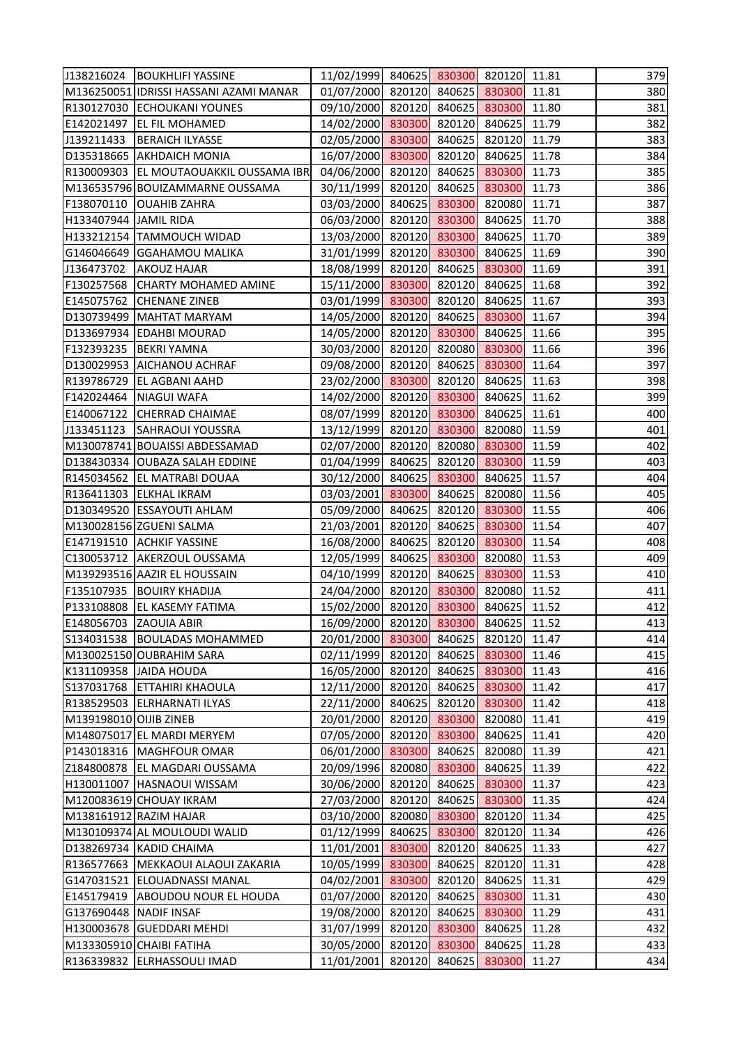| | | | | | | | |
|---|---|---|---|---|---|---|---|
| J138216024 | BOUKHLIFI YASSINE | 11/02/1999 | 840625 | 830300 | 820120 | 11.81 | 379 |
| M136250051 | IDRISSI HASSANI AZAMI MANAR | 01/07/2000 | 820120 | 840625 | 830300 | 11.81 | 380 |
| R130127030 | ECHOUKANI YOUNES | 09/10/2000 | 820120 | 840625 | 830300 | 11.80 | 381 |
| E142021497 | EL FIL MOHAMED | 14/02/2000 | 830300 | 820120 | 840625 | 11.79 | 382 |
| J139211433 | BERAICH ILYASSE | 02/05/2000 | 830300 | 840625 | 820120 | 11.79 | 383 |
| D135318665 | AKHDAICH MONIA | 16/07/2000 | 830300 | 820120 | 840625 | 11.78 | 384 |
| R130009303 | EL MOUTAOUAKKIL OUSSAMA IBR | 04/06/2000 | 820120 | 840625 | 830300 | 11.73 | 385 |
| M136535796 | BOUIZAMMARNE OUSSAMA | 30/11/1999 | 820120 | 840625 | 830300 | 11.73 | 386 |
| F138070110 | OUAHIB ZAHRA | 03/03/2000 | 840625 | 830300 | 820080 | 11.71 | 387 |
| H133407944 | JAMIL RIDA | 06/03/2000 | 820120 | 830300 | 840625 | 11.70 | 388 |
| H133212154 | TAMMOUCH WIDAD | 13/03/2000 | 820120 | 830300 | 840625 | 11.70 | 389 |
| G146046649 | GGAHAMOU MALIKA | 31/01/1999 | 820120 | 830300 | 840625 | 11.69 | 390 |
| J136473702 | AKOUZ HAJAR | 18/08/1999 | 820120 | 840625 | 830300 | 11.69 | 391 |
| F130257568 | CHARTY MOHAMED AMINE | 15/11/2000 | 830300 | 820120 | 840625 | 11.68 | 392 |
| E145075762 | CHENANE ZINEB | 03/01/1999 | 830300 | 820120 | 840625 | 11.67 | 393 |
| D130739499 | MAHTAT MARYAM | 14/05/2000 | 820120 | 840625 | 830300 | 11.67 | 394 |
| D133697934 | EDAHBI MOURAD | 14/05/2000 | 820120 | 830300 | 840625 | 11.66 | 395 |
| F132393235 | BEKRI YAMNA | 30/03/2000 | 820120 | 820080 | 830300 | 11.66 | 396 |
| D130029953 | AICHANOU ACHRAF | 09/08/2000 | 820120 | 840625 | 830300 | 11.64 | 397 |
| R139786729 | EL AGBANI AAHD | 23/02/2000 | 830300 | 820120 | 840625 | 11.63 | 398 |
| F142024464 | NIAGUI WAFA | 14/02/2000 | 820120 | 830300 | 840625 | 11.62 | 399 |
| E140067122 | CHERRAD CHAIMAE | 08/07/1999 | 820120 | 830300 | 840625 | 11.61 | 400 |
| J133451123 | SAHRAOUI YOUSSRA | 13/12/1999 | 820120 | 830300 | 820080 | 11.59 | 401 |
| M130078741 | BOUAISSI ABDESSAMAD | 02/07/2000 | 820120 | 820080 | 830300 | 11.59 | 402 |
| D138430334 | OUBAZA SALAH EDDINE | 01/04/1999 | 840625 | 820120 | 830300 | 11.59 | 403 |
| R145034562 | EL MATRABI DOUAA | 30/12/2000 | 840625 | 830300 | 840625 | 11.57 | 404 |
| R136411303 | ELKHAL IKRAM | 03/03/2001 | 830300 | 840625 | 820080 | 11.56 | 405 |
| D130349520 | ESSAYOUTI AHLAM | 05/09/2000 | 840625 | 820120 | 830300 | 11.55 | 406 |
| M130028156 | ZGUENI SALMA | 21/03/2001 | 820120 | 840625 | 830300 | 11.54 | 407 |
| E147191510 | ACHKIF YASSINE | 16/08/2000 | 840625 | 820120 | 830300 | 11.54 | 408 |
| C130053712 | AKERZOUL OUSSAMA | 12/05/1999 | 840625 | 830300 | 820080 | 11.53 | 409 |
| M139293516 | AAZIR EL HOUSSAIN | 04/10/1999 | 820120 | 840625 | 830300 | 11.53 | 410 |
| F135107935 | BOUIRY KHADIJA | 24/04/2000 | 820120 | 830300 | 820080 | 11.52 | 411 |
| P133108808 | EL KASEMY FATIMA | 15/02/2000 | 820120 | 830300 | 840625 | 11.52 | 412 |
| E148056703 | ZAOUIA ABIR | 16/09/2000 | 820120 | 830300 | 840625 | 11.52 | 413 |
| S134031538 | BOULADAS MOHAMMED | 20/01/2000 | 830300 | 840625 | 820120 | 11.47 | 414 |
| M130025150 | OUBRAHIM SARA | 02/11/1999 | 820120 | 840625 | 830300 | 11.46 | 415 |
| K131109358 | JAIDA HOUDA | 16/05/2000 | 820120 | 840625 | 830300 | 11.43 | 416 |
| S137031768 | ETTAHIRI KHAOULA | 12/11/2000 | 820120 | 840625 | 830300 | 11.42 | 417 |
| R138529503 | ELRHARNATI ILYAS | 22/11/2000 | 840625 | 820120 | 830300 | 11.42 | 418 |
| M139198010 | OIJIB ZINEB | 20/01/2000 | 820120 | 830300 | 820080 | 11.41 | 419 |
| M148075017 | EL MARDI MERYEM | 07/05/2000 | 820120 | 830300 | 840625 | 11.41 | 420 |
| P143018316 | MAGHFOUR OMAR | 06/01/2000 | 830300 | 840625 | 820080 | 11.39 | 421 |
| Z184800878 | EL MAGDARI OUSSAMA | 20/09/1996 | 820080 | 830300 | 840625 | 11.39 | 422 |
| H130011007 | HASNAOUI WISSAM | 30/06/2000 | 820120 | 840625 | 830300 | 11.37 | 423 |
| M120083619 | CHOUAY IKRAM | 27/03/2000 | 820120 | 840625 | 830300 | 11.35 | 424 |
| M138161912 | RAZIM HAJAR | 03/10/2000 | 820080 | 830300 | 820120 | 11.34 | 425 |
| M130109374 | AL MOULOUDI WALID | 01/12/1999 | 840625 | 830300 | 820120 | 11.34 | 426 |
| D138269734 | KADID CHAIMA | 11/01/2001 | 830300 | 820120 | 840625 | 11.33 | 427 |
| R136577663 | MEKKAOUI ALAOUI ZAKARIA | 10/05/1999 | 830300 | 840625 | 820120 | 11.31 | 428 |
| G147031521 | ELOUADNASSI MANAL | 04/02/2001 | 830300 | 820120 | 840625 | 11.31 | 429 |
| E145179419 | ABOUDOU NOUR EL HOUDA | 01/07/2000 | 820120 | 840625 | 830300 | 11.31 | 430 |
| G137690448 | NADIF INSAF | 19/08/2000 | 820120 | 840625 | 830300 | 11.29 | 431 |
| H130003678 | GUEDDARI MEHDI | 31/07/1999 | 820120 | 830300 | 840625 | 11.28 | 432 |
| M133305910 | CHAIBI FATIHA | 30/05/2000 | 820120 | 830300 | 840625 | 11.28 | 433 |
| R136339832 | ELRHASSOULI IMAD | 11/01/2001 | 820120 | 840625 | 830300 | 11.27 | 434 |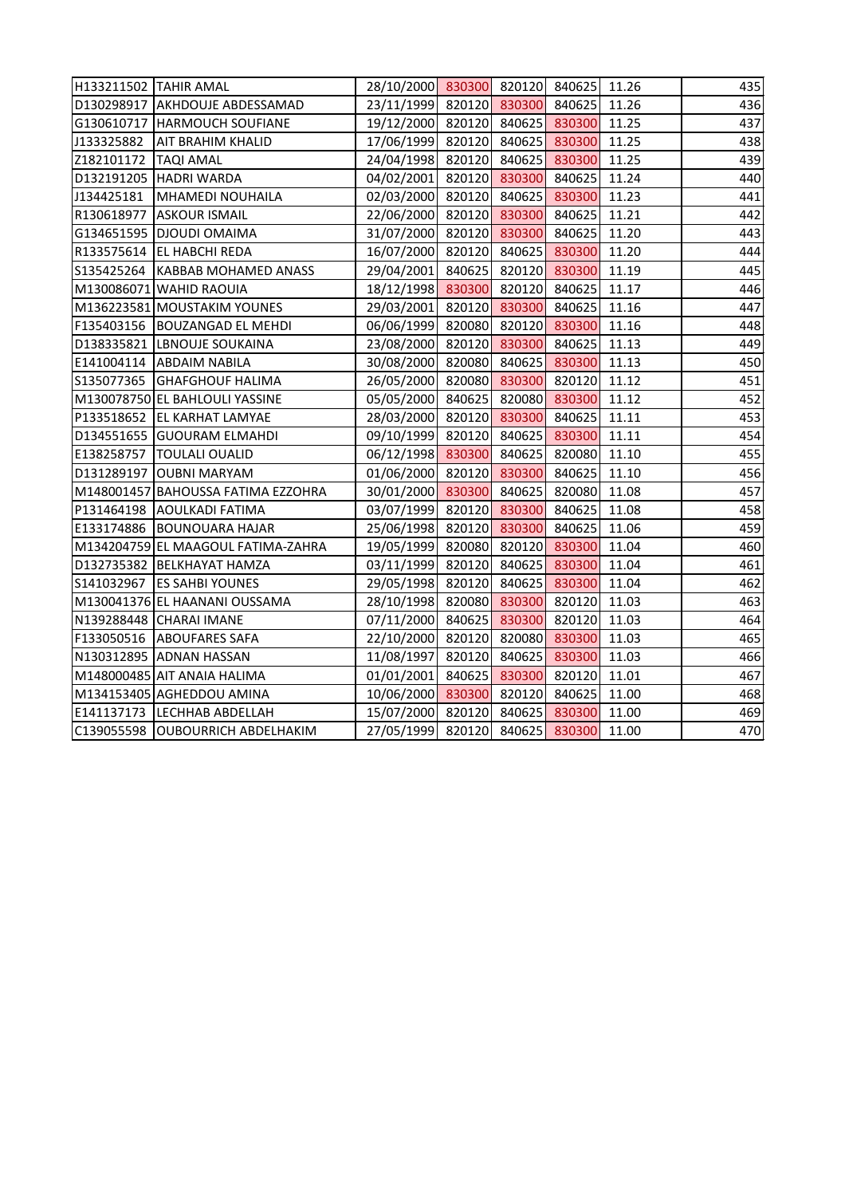| | | | | | | | |
|---|---|---|---|---|---|---|---|
| H133211502 | TAHIR AMAL | 28/10/2000 | 830300 | 820120 | 840625 | 11.26 | 435 |
| D130298917 | AKHDOUJE ABDESSAMAD | 23/11/1999 | 820120 | 830300 | 840625 | 11.26 | 436 |
| G130610717 | HARMOUCH SOUFIANE | 19/12/2000 | 820120 | 840625 | 830300 | 11.25 | 437 |
| J133325882 | AIT BRAHIM KHALID | 17/06/1999 | 820120 | 840625 | 830300 | 11.25 | 438 |
| Z182101172 | TAQI AMAL | 24/04/1998 | 820120 | 840625 | 830300 | 11.25 | 439 |
| D132191205 | HADRI WARDA | 04/02/2001 | 820120 | 830300 | 840625 | 11.24 | 440 |
| J134425181 | MHAMEDI NOUHAILA | 02/03/2000 | 820120 | 840625 | 830300 | 11.23 | 441 |
| R130618977 | ASKOUR ISMAIL | 22/06/2000 | 820120 | 830300 | 840625 | 11.21 | 442 |
| G134651595 | DJOUDI OMAIMA | 31/07/2000 | 820120 | 830300 | 840625 | 11.20 | 443 |
| R133575614 | EL HABCHI REDA | 16/07/2000 | 820120 | 840625 | 830300 | 11.20 | 444 |
| S135425264 | KABBAB MOHAMED ANASS | 29/04/2001 | 840625 | 820120 | 830300 | 11.19 | 445 |
| M130086071 | WAHID RAOUIA | 18/12/1998 | 830300 | 820120 | 840625 | 11.17 | 446 |
| M136223581 | MOUSTAKIM YOUNES | 29/03/2001 | 820120 | 830300 | 840625 | 11.16 | 447 |
| F135403156 | BOUZANGAD EL MEHDI | 06/06/1999 | 820080 | 820120 | 830300 | 11.16 | 448 |
| D138335821 | LBNOUJE SOUKAINA | 23/08/2000 | 820120 | 830300 | 840625 | 11.13 | 449 |
| E141004114 | ABDAIM NABILA | 30/08/2000 | 820080 | 840625 | 830300 | 11.13 | 450 |
| S135077365 | GHAFGHOUF HALIMA | 26/05/2000 | 820080 | 830300 | 820120 | 11.12 | 451 |
| M130078750 | EL BAHLOULI YASSINE | 05/05/2000 | 840625 | 820080 | 830300 | 11.12 | 452 |
| P133518652 | EL KARHAT LAMYAE | 28/03/2000 | 820120 | 830300 | 840625 | 11.11 | 453 |
| D134551655 | GUOURAM ELMAHDI | 09/10/1999 | 820120 | 840625 | 830300 | 11.11 | 454 |
| E138258757 | TOULALI OUALID | 06/12/1998 | 830300 | 840625 | 820080 | 11.10 | 455 |
| D131289197 | OUBNI MARYAM | 01/06/2000 | 820120 | 830300 | 840625 | 11.10 | 456 |
| M148001457 | BAHOUSSA FATIMA EZZOHRA | 30/01/2000 | 830300 | 840625 | 820080 | 11.08 | 457 |
| P131464198 | AOULKADI FATIMA | 03/07/1999 | 820120 | 830300 | 840625 | 11.08 | 458 |
| E133174886 | BOUNOUARA HAJAR | 25/06/1998 | 820120 | 830300 | 840625 | 11.06 | 459 |
| M134204759 | EL MAAGOUL FATIMA-ZAHRA | 19/05/1999 | 820080 | 820120 | 830300 | 11.04 | 460 |
| D132735382 | BELKHAYAT HAMZA | 03/11/1999 | 820120 | 840625 | 830300 | 11.04 | 461 |
| S141032967 | ES SAHBI YOUNES | 29/05/1998 | 820120 | 840625 | 830300 | 11.04 | 462 |
| M130041376 | EL HAANANI OUSSAMA | 28/10/1998 | 820080 | 830300 | 820120 | 11.03 | 463 |
| N139288448 | CHARAI IMANE | 07/11/2000 | 840625 | 830300 | 820120 | 11.03 | 464 |
| F133050516 | ABOUFARES SAFA | 22/10/2000 | 820120 | 820080 | 830300 | 11.03 | 465 |
| N130312895 | ADNAN HASSAN | 11/08/1997 | 820120 | 840625 | 830300 | 11.03 | 466 |
| M148000485 | AIT ANAIA HALIMA | 01/01/2001 | 840625 | 830300 | 820120 | 11.01 | 467 |
| M134153405 | AGHEDDOU AMINA | 10/06/2000 | 830300 | 820120 | 840625 | 11.00 | 468 |
| E141137173 | LECHHAB ABDELLAH | 15/07/2000 | 820120 | 840625 | 830300 | 11.00 | 469 |
| C139055598 | OUBOURRICH ABDELHAKIM | 27/05/1999 | 820120 | 840625 | 830300 | 11.00 | 470 |